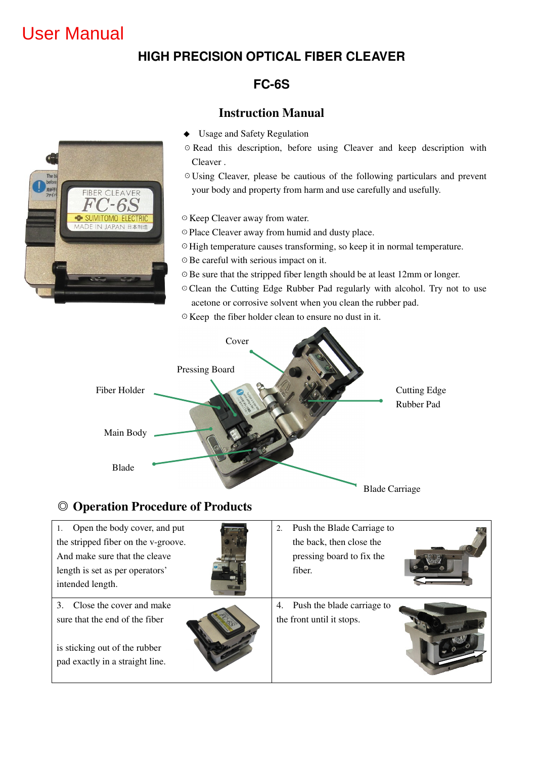User Manual

# HIGH PRECISION OPTICAL FIBER CLEAVER

## FC-6S

## Instruction Manual

◆ Usage and Safety Regulation

○ Read this description, before using Cleaver and keep description with Cleaver .

○ Using Cleaver, please be cautious of the following particulars and prevent your body and property from harm and use carefully and usefully.

○ Keep Cleaver away from water.
○ Place Cleaver away from humid and dusty place.
○ High temperature causes transforming, so keep it in normal temperature.
○ Be careful with serious impact on it.
○ Be sure that the stripped fiber length should be at least 12mm or longer.
○ Clean the Cutting Edge Rubber Pad regularly with alcohol. Try not to use acetone or corrosive solvent when you clean the rubber pad.
○ Keep the fiber holder clean to ensure no dust in it.

Cover
Pressing Board
Fiber Holder
Cutting Edge Rubber Pad
Main Body
Blade
Blade Carriage

## ◎ Operation Procedure of Products

| | |
|---|---|
| 1. Open the body cover, and put the stripped fiber on the v-groove. And make sure that the cleave length is set as per operators' intended length. | 2. Push the Blade Carriage to the back, then close the pressing board to fix the fiber. |
| 3. Close the cover and make sure that the end of the fiber is sticking out of the rubber pad exactly in a straight line. | 4. Push the blade carriage to the front until it stops. |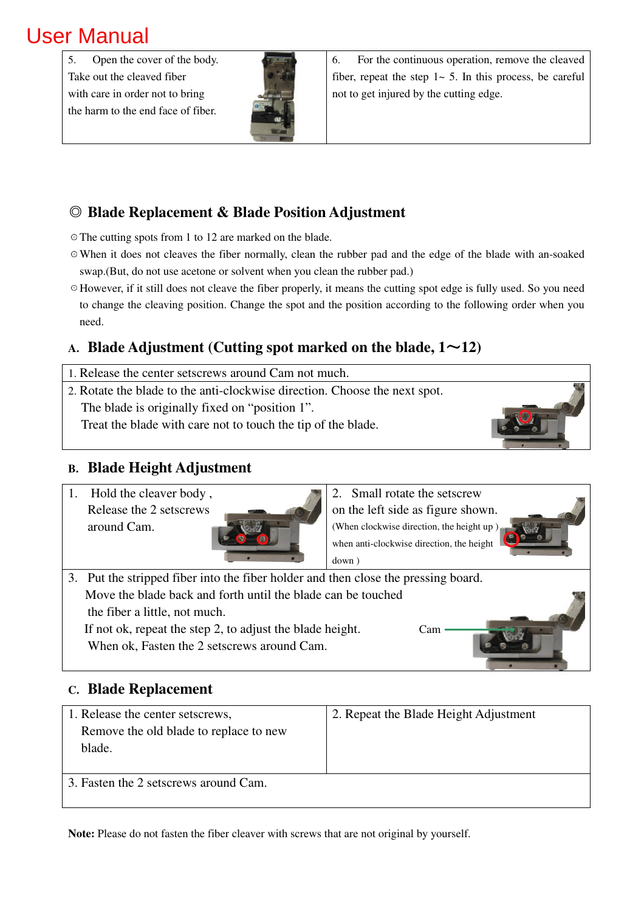# User Manual

| | |
|---|---|
| 5. Open the cover of the body. Take out the cleaved fiber with care in order not to bring the harm to the end face of fiber. | 6. For the continuous operation, remove the cleaved fiber, repeat the step 1~ 5. In this process, be careful not to get injured by the cutting edge. |

## ◎ Blade Replacement & Blade Position Adjustment

○The cutting spots from 1 to 12 are marked on the blade.

○When it does not cleaves the fiber normally, clean the rubber pad and the edge of the blade with an-soaked swap.(But, do not use acetone or solvent when you clean the rubber pad.)

○However, if it still does not cleave the fiber properly, it means the cutting spot edge is fully used. So you need to change the cleaving position. Change the spot and the position according to the following order when you need.

### A. Blade Adjustment (Cutting spot marked on the blade, 1～12)

| |
|---|
| 1. Release the center setscrews around Cam not much. |
| 2. Rotate the blade to the anti-clockwise direction. Choose the next spot. The blade is originally fixed on "position 1". Treat the blade with care not to touch the tip of the blade. |

### B. Blade Height Adjustment

| | |
|---|---|
| 1. Hold the cleaver body , Release the 2 setscrews around Cam. | 2. Small rotate the setscrew on the left side as figure shown. (When clockwise direction, the height up ) when anti-clockwise direction, the height down ) |
| 3. Put the stripped fiber into the fiber holder and then close the pressing board. Move the blade back and forth until the blade can be touched the fiber a little, not much. If not ok, repeat the step 2, to adjust the blade height. When ok, Fasten the 2 setscrews around Cam. | Cam |

### C. Blade Replacement

| | |
|---|---|
| 1. Release the center setscrews, Remove the old blade to replace to new blade. | 2. Repeat the Blade Height Adjustment |
| 3. Fasten the 2 setscrews around Cam. | |

**Note:** Please do not fasten the fiber cleaver with screws that are not original by yourself.